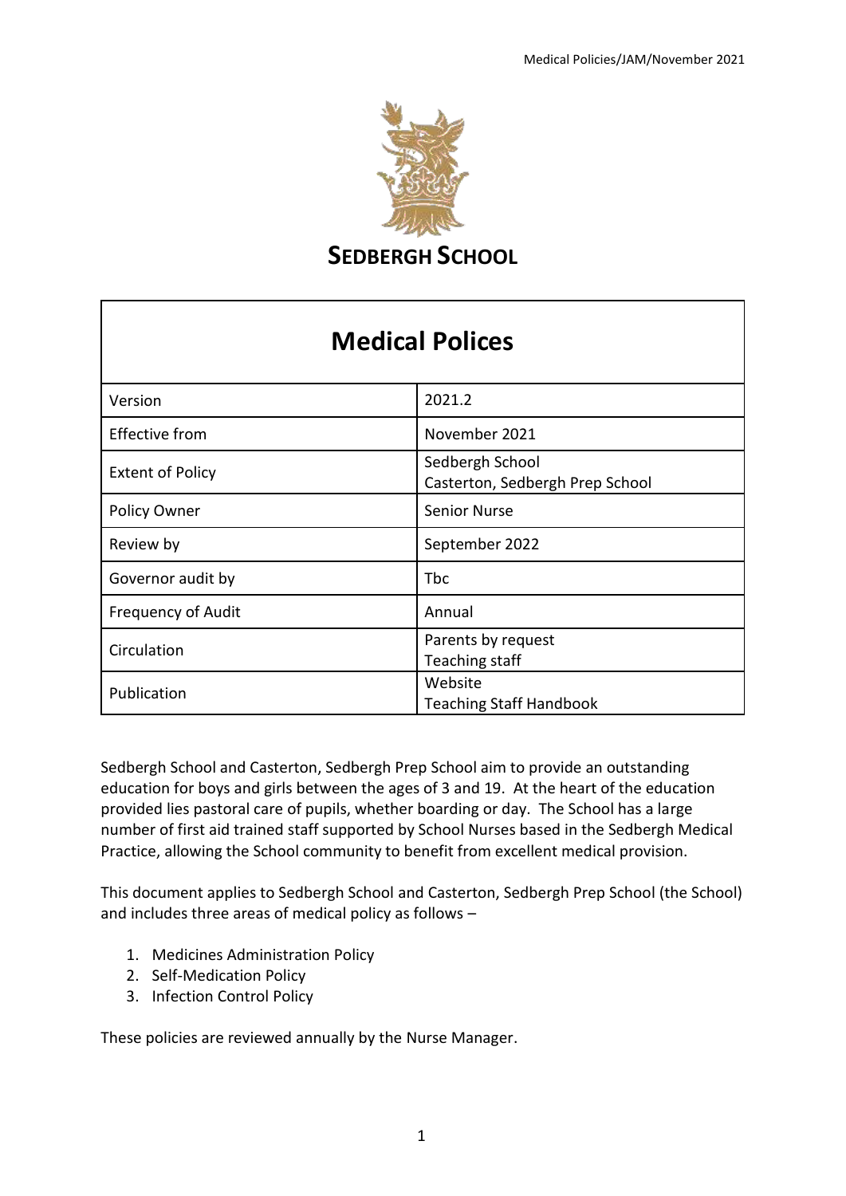# SEDBERGH SCHOOL

| Medical Polices | |
|---|---|
| Version | 2021.2 |
| Effective from | November 2021 |
| Extent of Policy | Sedbergh School<br>Casterton, Sedbergh Prep School |
| Policy Owner | Senior Nurse |
| Review by | September 2022 |
| Governor audit by | Tbc |
| Frequency of Audit | Annual |
| Circulation | Parents by request<br>Teaching staff |
| Publication | Website<br>Teaching Staff Handbook |

Sedbergh School and Casterton, Sedbergh Prep School aim to provide an outstanding education for boys and girls between the ages of 3 and 19. At the heart of the education provided lies pastoral care of pupils, whether boarding or day. The School has a large number of first aid trained staff supported by School Nurses based in the Sedbergh Medical Practice, allowing the School community to benefit from excellent medical provision.

This document applies to Sedbergh School and Casterton, Sedbergh Prep School (the School) and includes three areas of medical policy as follows –

1. Medicines Administration Policy
2. Self-Medication Policy
3. Infection Control Policy

These policies are reviewed annually by the Nurse Manager.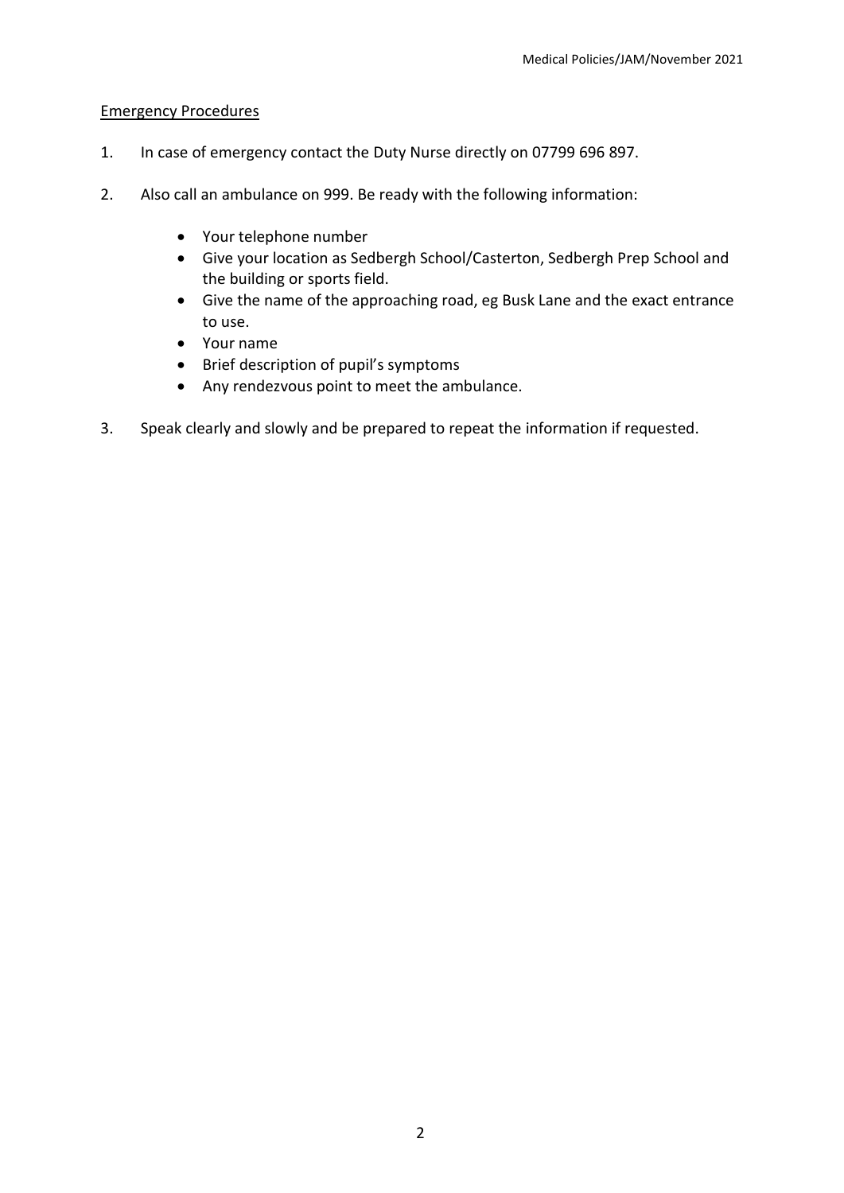## Emergency Procedures

1. In case of emergency contact the Duty Nurse directly on 07799 696 897.

2. Also call an ambulance on 999. Be ready with the following information:

   - Your telephone number
   - Give your location as Sedbergh School/Casterton, Sedbergh Prep School and the building or sports field.
   - Give the name of the approaching road, eg Busk Lane and the exact entrance to use.
   - Your name
   - Brief description of pupil's symptoms
   - Any rendezvous point to meet the ambulance.

3. Speak clearly and slowly and be prepared to repeat the information if requested.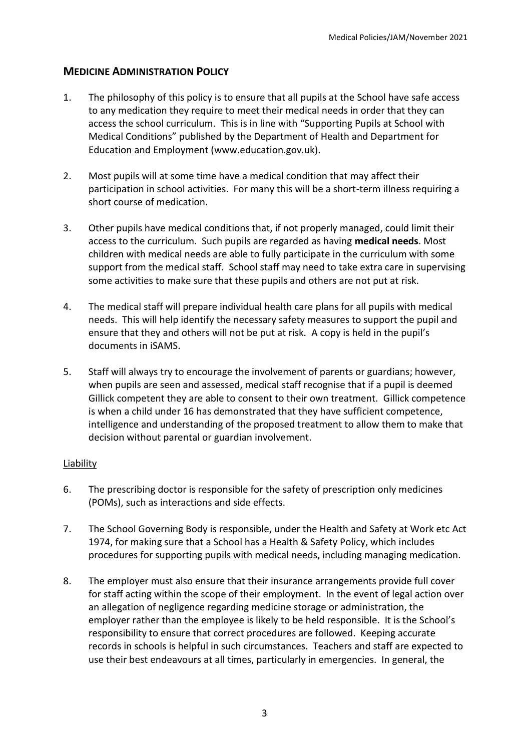## MEDICINE ADMINISTRATION POLICY

1. The philosophy of this policy is to ensure that all pupils at the School have safe access to any medication they require to meet their medical needs in order that they can access the school curriculum. This is in line with "Supporting Pupils at School with Medical Conditions" published by the Department of Health and Department for Education and Employment (www.education.gov.uk).

2. Most pupils will at some time have a medical condition that may affect their participation in school activities. For many this will be a short-term illness requiring a short course of medication.

3. Other pupils have medical conditions that, if not properly managed, could limit their access to the curriculum. Such pupils are regarded as having **medical needs**. Most children with medical needs are able to fully participate in the curriculum with some support from the medical staff. School staff may need to take extra care in supervising some activities to make sure that these pupils and others are not put at risk.

4. The medical staff will prepare individual health care plans for all pupils with medical needs. This will help identify the necessary safety measures to support the pupil and ensure that they and others will not be put at risk. A copy is held in the pupil's documents in iSAMS.

5. Staff will always try to encourage the involvement of parents or guardians; however, when pupils are seen and assessed, medical staff recognise that if a pupil is deemed Gillick competent they are able to consent to their own treatment. Gillick competence is when a child under 16 has demonstrated that they have sufficient competence, intelligence and understanding of the proposed treatment to allow them to make that decision without parental or guardian involvement.

### Liability

6. The prescribing doctor is responsible for the safety of prescription only medicines (POMs), such as interactions and side effects.

7. The School Governing Body is responsible, under the Health and Safety at Work etc Act 1974, for making sure that a School has a Health & Safety Policy, which includes procedures for supporting pupils with medical needs, including managing medication.

8. The employer must also ensure that their insurance arrangements provide full cover for staff acting within the scope of their employment. In the event of legal action over an allegation of negligence regarding medicine storage or administration, the employer rather than the employee is likely to be held responsible. It is the School's responsibility to ensure that correct procedures are followed. Keeping accurate records in schools is helpful in such circumstances. Teachers and staff are expected to use their best endeavours at all times, particularly in emergencies. In general, the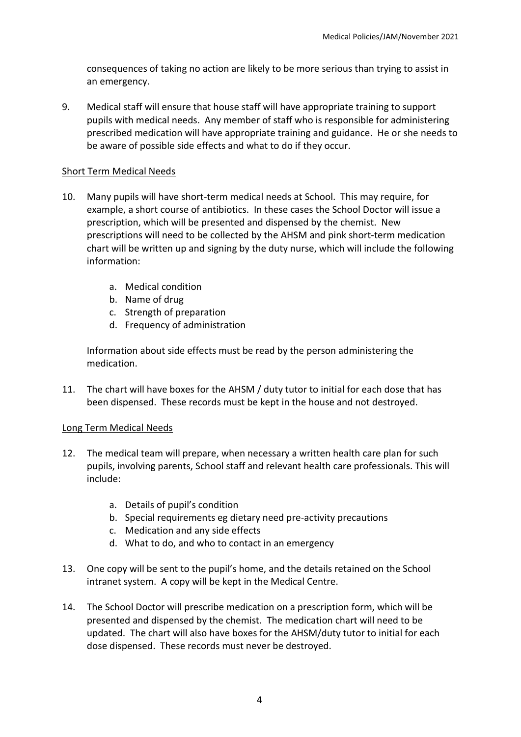consequences of taking no action are likely to be more serious than trying to assist in an emergency.

9. Medical staff will ensure that house staff will have appropriate training to support pupils with medical needs. Any member of staff who is responsible for administering prescribed medication will have appropriate training and guidance. He or she needs to be aware of possible side effects and what to do if they occur.

<u>Short Term Medical Needs</u>

10. Many pupils will have short-term medical needs at School. This may require, for example, a short course of antibiotics. In these cases the School Doctor will issue a prescription, which will be presented and dispensed by the chemist. New prescriptions will need to be collected by the AHSM and pink short-term medication chart will be written up and signing by the duty nurse, which will include the following information:

    a. Medical condition
    b. Name of drug
    c. Strength of preparation
    d. Frequency of administration

    Information about side effects must be read by the person administering the medication.

11. The chart will have boxes for the AHSM / duty tutor to initial for each dose that has been dispensed. These records must be kept in the house and not destroyed.

<u>Long Term Medical Needs</u>

12. The medical team will prepare, when necessary a written health care plan for such pupils, involving parents, School staff and relevant health care professionals. This will include:

    a. Details of pupil's condition
    b. Special requirements eg dietary need pre-activity precautions
    c. Medication and any side effects
    d. What to do, and who to contact in an emergency

13. One copy will be sent to the pupil's home, and the details retained on the School intranet system. A copy will be kept in the Medical Centre.

14. The School Doctor will prescribe medication on a prescription form, which will be presented and dispensed by the chemist. The medication chart will need to be updated. The chart will also have boxes for the AHSM/duty tutor to initial for each dose dispensed. These records must never be destroyed.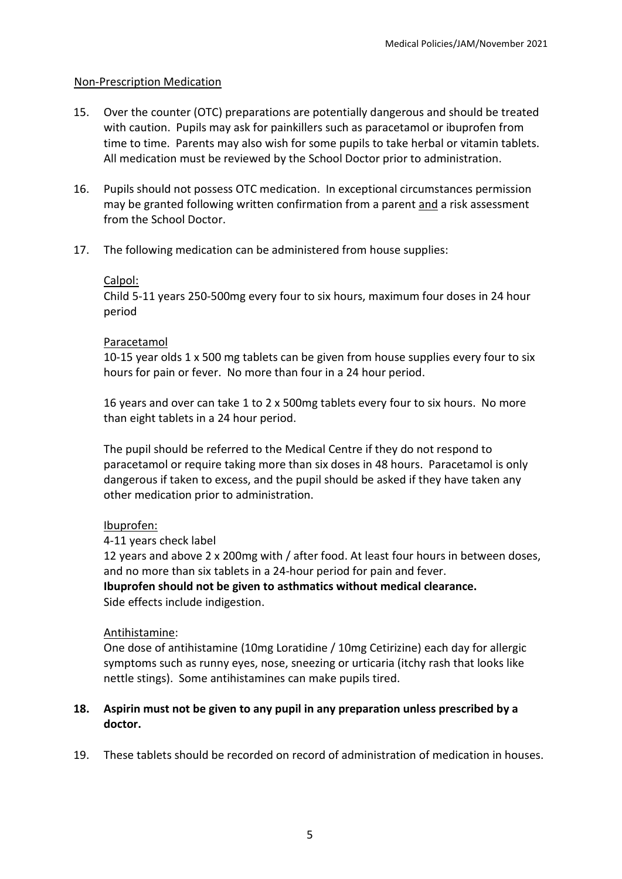## Non-Prescription Medication

15. Over the counter (OTC) preparations are potentially dangerous and should be treated with caution. Pupils may ask for painkillers such as paracetamol or ibuprofen from time to time. Parents may also wish for some pupils to take herbal or vitamin tablets. All medication must be reviewed by the School Doctor prior to administration.

16. Pupils should not possess OTC medication. In exceptional circumstances permission may be granted following written confirmation from a parent <u>and</u> a risk assessment from the School Doctor.

17. The following medication can be administered from house supplies:

    <u>Calpol:</u>
    Child 5-11 years 250-500mg every four to six hours, maximum four doses in 24 hour period

    <u>Paracetamol</u>
    10-15 year olds 1 x 500 mg tablets can be given from house supplies every four to six hours for pain or fever. No more than four in a 24 hour period.

    16 years and over can take 1 to 2 x 500mg tablets every four to six hours. No more than eight tablets in a 24 hour period.

    The pupil should be referred to the Medical Centre if they do not respond to paracetamol or require taking more than six doses in 48 hours. Paracetamol is only dangerous if taken to excess, and the pupil should be asked if they have taken any other medication prior to administration.

    <u>Ibuprofen:</u>
    4-11 years check label
    12 years and above 2 x 200mg with / after food. At least four hours in between doses, and no more than six tablets in a 24-hour period for pain and fever.
    **Ibuprofen should not be given to asthmatics without medical clearance.**
    Side effects include indigestion.

    <u>Antihistamine</u>:
    One dose of antihistamine (10mg Loratidine / 10mg Cetirizine) each day for allergic symptoms such as runny eyes, nose, sneezing or urticaria (itchy rash that looks like nettle stings). Some antihistamines can make pupils tired.

18. **Aspirin must not be given to any pupil in any preparation unless prescribed by a doctor.**

19. These tablets should be recorded on record of administration of medication in houses.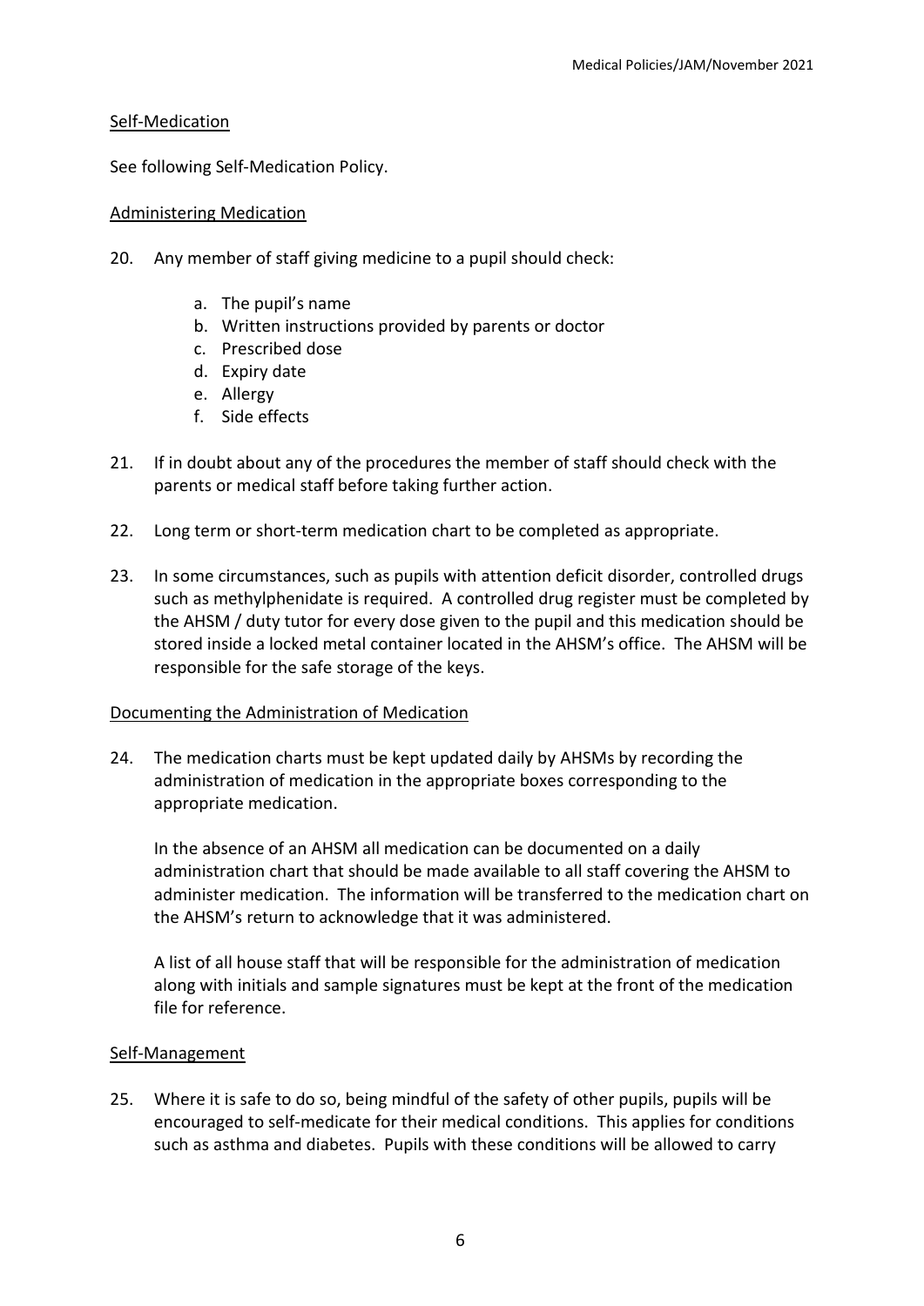## Self-Medication

See following Self-Medication Policy.

## Administering Medication

20. Any member of staff giving medicine to a pupil should check:

    a. The pupil's name
    b. Written instructions provided by parents or doctor
    c. Prescribed dose
    d. Expiry date
    e. Allergy
    f. Side effects

21. If in doubt about any of the procedures the member of staff should check with the parents or medical staff before taking further action.

22. Long term or short-term medication chart to be completed as appropriate.

23. In some circumstances, such as pupils with attention deficit disorder, controlled drugs such as methylphenidate is required. A controlled drug register must be completed by the AHSM / duty tutor for every dose given to the pupil and this medication should be stored inside a locked metal container located in the AHSM's office. The AHSM will be responsible for the safe storage of the keys.

## Documenting the Administration of Medication

24. The medication charts must be kept updated daily by AHSMs by recording the administration of medication in the appropriate boxes corresponding to the appropriate medication.

    In the absence of an AHSM all medication can be documented on a daily administration chart that should be made available to all staff covering the AHSM to administer medication. The information will be transferred to the medication chart on the AHSM's return to acknowledge that it was administered.

    A list of all house staff that will be responsible for the administration of medication along with initials and sample signatures must be kept at the front of the medication file for reference.

## Self-Management

25. Where it is safe to do so, being mindful of the safety of other pupils, pupils will be encouraged to self-medicate for their medical conditions. This applies for conditions such as asthma and diabetes. Pupils with these conditions will be allowed to carry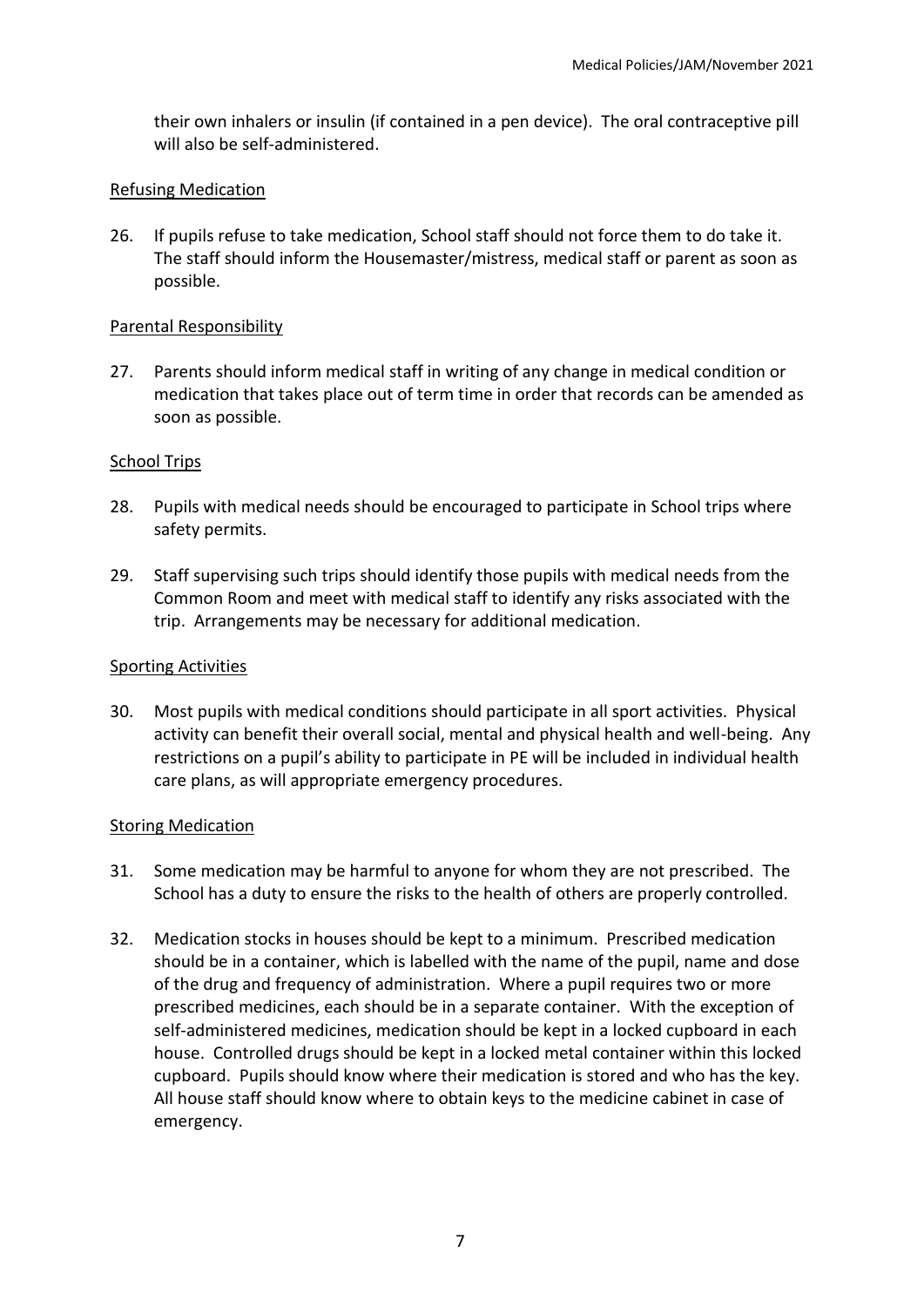their own inhalers or insulin (if contained in a pen device). The oral contraceptive pill will also be self-administered.

## Refusing Medication

26. If pupils refuse to take medication, School staff should not force them to do take it. The staff should inform the Housemaster/mistress, medical staff or parent as soon as possible.

## Parental Responsibility

27. Parents should inform medical staff in writing of any change in medical condition or medication that takes place out of term time in order that records can be amended as soon as possible.

## School Trips

28. Pupils with medical needs should be encouraged to participate in School trips where safety permits.

29. Staff supervising such trips should identify those pupils with medical needs from the Common Room and meet with medical staff to identify any risks associated with the trip. Arrangements may be necessary for additional medication.

## Sporting Activities

30. Most pupils with medical conditions should participate in all sport activities. Physical activity can benefit their overall social, mental and physical health and well-being. Any restrictions on a pupil's ability to participate in PE will be included in individual health care plans, as will appropriate emergency procedures.

## Storing Medication

31. Some medication may be harmful to anyone for whom they are not prescribed. The School has a duty to ensure the risks to the health of others are properly controlled.

32. Medication stocks in houses should be kept to a minimum. Prescribed medication should be in a container, which is labelled with the name of the pupil, name and dose of the drug and frequency of administration. Where a pupil requires two or more prescribed medicines, each should be in a separate container. With the exception of self-administered medicines, medication should be kept in a locked cupboard in each house. Controlled drugs should be kept in a locked metal container within this locked cupboard. Pupils should know where their medication is stored and who has the key. All house staff should know where to obtain keys to the medicine cabinet in case of emergency.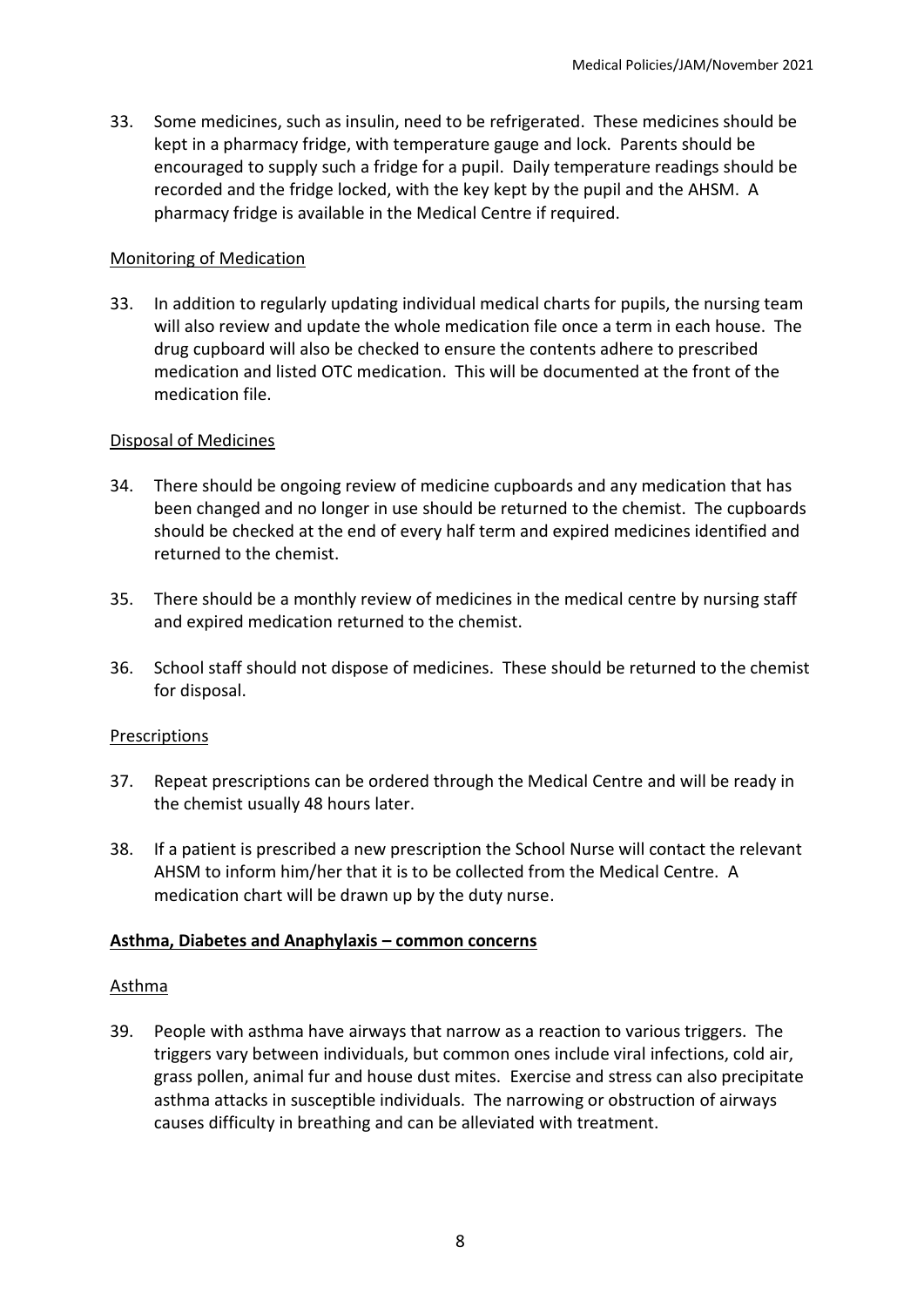33. Some medicines, such as insulin, need to be refrigerated. These medicines should be kept in a pharmacy fridge, with temperature gauge and lock. Parents should be encouraged to supply such a fridge for a pupil. Daily temperature readings should be recorded and the fridge locked, with the key kept by the pupil and the AHSM. A pharmacy fridge is available in the Medical Centre if required.

Monitoring of Medication

33. In addition to regularly updating individual medical charts for pupils, the nursing team will also review and update the whole medication file once a term in each house. The drug cupboard will also be checked to ensure the contents adhere to prescribed medication and listed OTC medication. This will be documented at the front of the medication file.

Disposal of Medicines

34. There should be ongoing review of medicine cupboards and any medication that has been changed and no longer in use should be returned to the chemist. The cupboards should be checked at the end of every half term and expired medicines identified and returned to the chemist.

35. There should be a monthly review of medicines in the medical centre by nursing staff and expired medication returned to the chemist.

36. School staff should not dispose of medicines. These should be returned to the chemist for disposal.

Prescriptions

37. Repeat prescriptions can be ordered through the Medical Centre and will be ready in the chemist usually 48 hours later.

38. If a patient is prescribed a new prescription the School Nurse will contact the relevant AHSM to inform him/her that it is to be collected from the Medical Centre. A medication chart will be drawn up by the duty nurse.

**Asthma, Diabetes and Anaphylaxis – common concerns**

Asthma

39. People with asthma have airways that narrow as a reaction to various triggers. The triggers vary between individuals, but common ones include viral infections, cold air, grass pollen, animal fur and house dust mites. Exercise and stress can also precipitate asthma attacks in susceptible individuals. The narrowing or obstruction of airways causes difficulty in breathing and can be alleviated with treatment.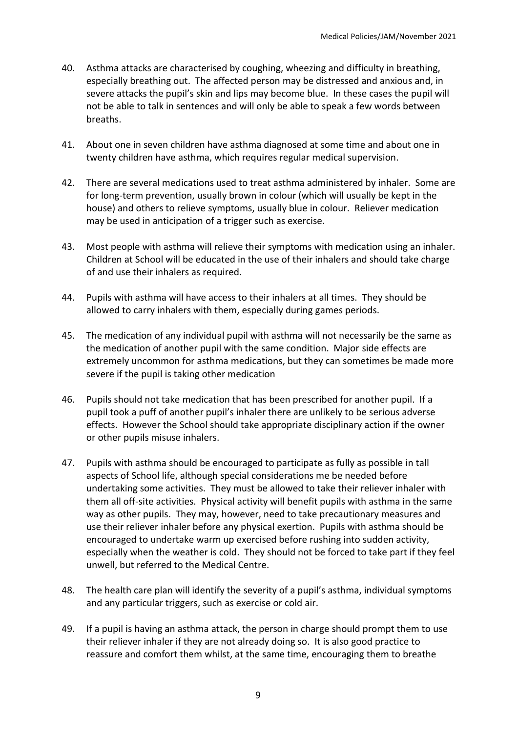40. Asthma attacks are characterised by coughing, wheezing and difficulty in breathing, especially breathing out. The affected person may be distressed and anxious and, in severe attacks the pupil's skin and lips may become blue. In these cases the pupil will not be able to talk in sentences and will only be able to speak a few words between breaths.

41. About one in seven children have asthma diagnosed at some time and about one in twenty children have asthma, which requires regular medical supervision.

42. There are several medications used to treat asthma administered by inhaler. Some are for long-term prevention, usually brown in colour (which will usually be kept in the house) and others to relieve symptoms, usually blue in colour. Reliever medication may be used in anticipation of a trigger such as exercise.

43. Most people with asthma will relieve their symptoms with medication using an inhaler. Children at School will be educated in the use of their inhalers and should take charge of and use their inhalers as required.

44. Pupils with asthma will have access to their inhalers at all times. They should be allowed to carry inhalers with them, especially during games periods.

45. The medication of any individual pupil with asthma will not necessarily be the same as the medication of another pupil with the same condition. Major side effects are extremely uncommon for asthma medications, but they can sometimes be made more severe if the pupil is taking other medication

46. Pupils should not take medication that has been prescribed for another pupil. If a pupil took a puff of another pupil's inhaler there are unlikely to be serious adverse effects. However the School should take appropriate disciplinary action if the owner or other pupils misuse inhalers.

47. Pupils with asthma should be encouraged to participate as fully as possible in tall aspects of School life, although special considerations me be needed before undertaking some activities. They must be allowed to take their reliever inhaler with them all off-site activities. Physical activity will benefit pupils with asthma in the same way as other pupils. They may, however, need to take precautionary measures and use their reliever inhaler before any physical exertion. Pupils with asthma should be encouraged to undertake warm up exercised before rushing into sudden activity, especially when the weather is cold. They should not be forced to take part if they feel unwell, but referred to the Medical Centre.

48. The health care plan will identify the severity of a pupil's asthma, individual symptoms and any particular triggers, such as exercise or cold air.

49. If a pupil is having an asthma attack, the person in charge should prompt them to use their reliever inhaler if they are not already doing so. It is also good practice to reassure and comfort them whilst, at the same time, encouraging them to breathe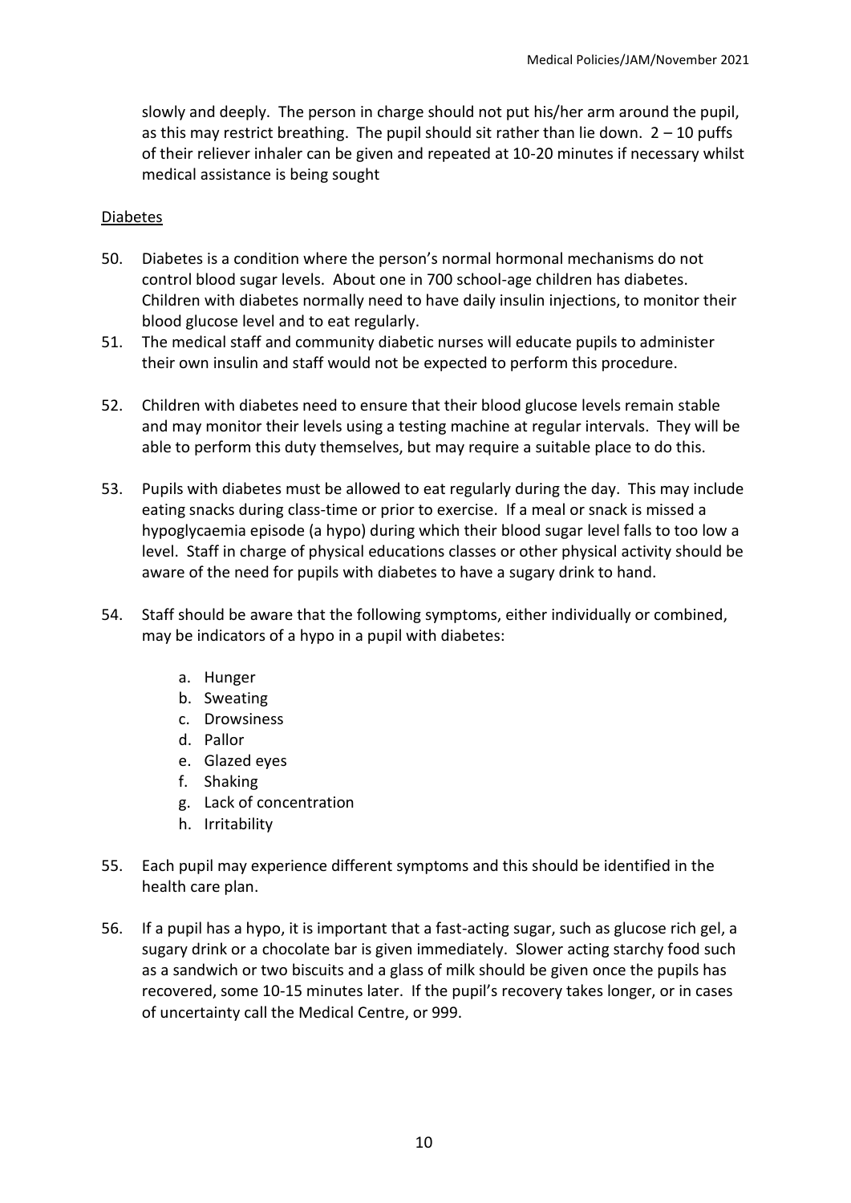slowly and deeply. The person in charge should not put his/her arm around the pupil, as this may restrict breathing. The pupil should sit rather than lie down. 2 – 10 puffs of their reliever inhaler can be given and repeated at 10-20 minutes if necessary whilst medical assistance is being sought

Diabetes

50. Diabetes is a condition where the person's normal hormonal mechanisms do not control blood sugar levels. About one in 700 school-age children has diabetes. Children with diabetes normally need to have daily insulin injections, to monitor their blood glucose level and to eat regularly.
51. The medical staff and community diabetic nurses will educate pupils to administer their own insulin and staff would not be expected to perform this procedure.
52. Children with diabetes need to ensure that their blood glucose levels remain stable and may monitor their levels using a testing machine at regular intervals. They will be able to perform this duty themselves, but may require a suitable place to do this.
53. Pupils with diabetes must be allowed to eat regularly during the day. This may include eating snacks during class-time or prior to exercise. If a meal or snack is missed a hypoglycaemia episode (a hypo) during which their blood sugar level falls to too low a level. Staff in charge of physical educations classes or other physical activity should be aware of the need for pupils with diabetes to have a sugary drink to hand.
54. Staff should be aware that the following symptoms, either individually or combined, may be indicators of a hypo in a pupil with diabetes:
    a. Hunger
    b. Sweating
    c. Drowsiness
    d. Pallor
    e. Glazed eyes
    f. Shaking
    g. Lack of concentration
    h. Irritability
55. Each pupil may experience different symptoms and this should be identified in the health care plan.
56. If a pupil has a hypo, it is important that a fast-acting sugar, such as glucose rich gel, a sugary drink or a chocolate bar is given immediately. Slower acting starchy food such as a sandwich or two biscuits and a glass of milk should be given once the pupils has recovered, some 10-15 minutes later. If the pupil's recovery takes longer, or in cases of uncertainty call the Medical Centre, or 999.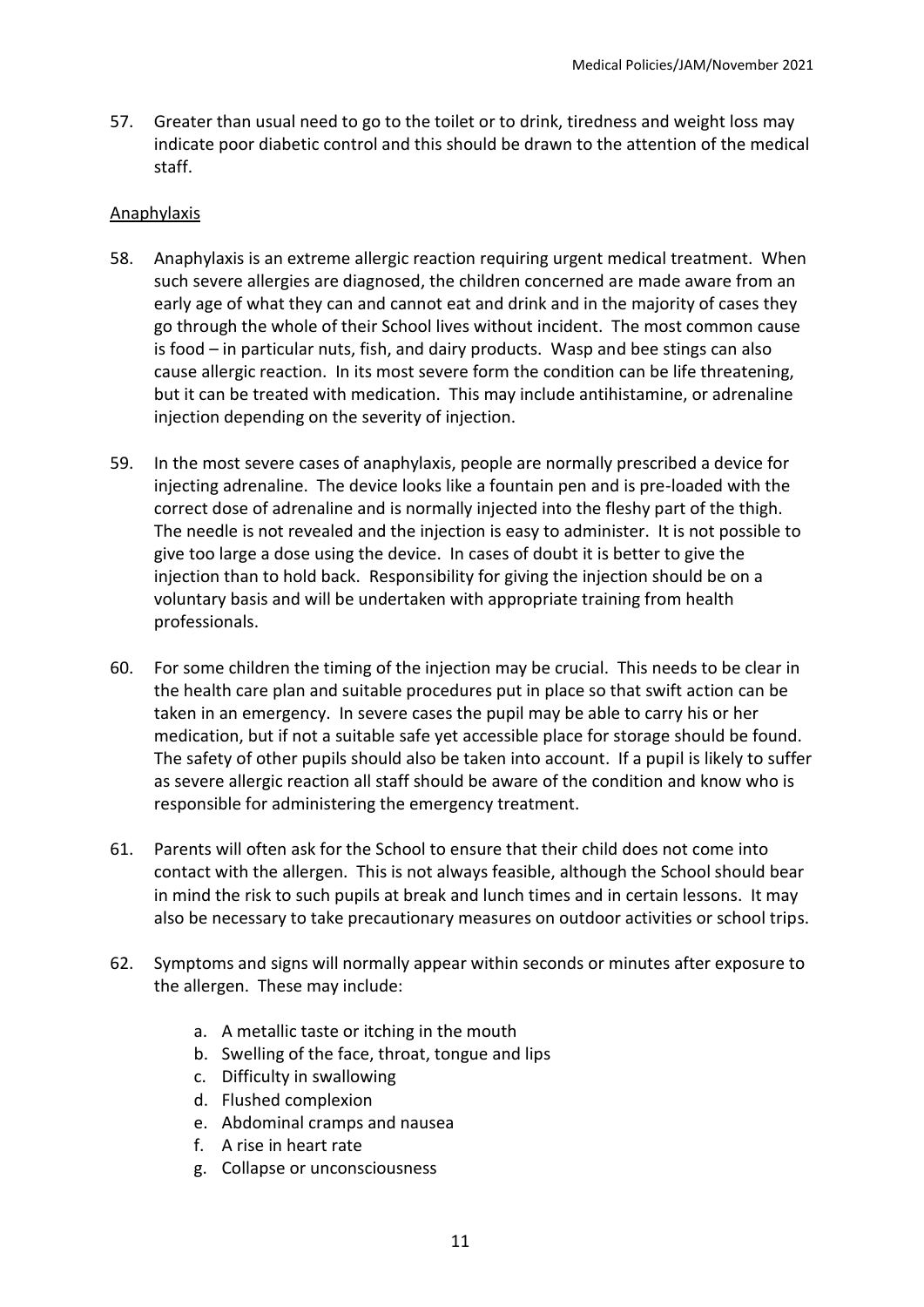57. Greater than usual need to go to the toilet or to drink, tiredness and weight loss may indicate poor diabetic control and this should be drawn to the attention of the medical staff.

## Anaphylaxis

58. Anaphylaxis is an extreme allergic reaction requiring urgent medical treatment. When such severe allergies are diagnosed, the children concerned are made aware from an early age of what they can and cannot eat and drink and in the majority of cases they go through the whole of their School lives without incident. The most common cause is food – in particular nuts, fish, and dairy products. Wasp and bee stings can also cause allergic reaction. In its most severe form the condition can be life threatening, but it can be treated with medication. This may include antihistamine, or adrenaline injection depending on the severity of injection.

59. In the most severe cases of anaphylaxis, people are normally prescribed a device for injecting adrenaline. The device looks like a fountain pen and is pre-loaded with the correct dose of adrenaline and is normally injected into the fleshy part of the thigh. The needle is not revealed and the injection is easy to administer. It is not possible to give too large a dose using the device. In cases of doubt it is better to give the injection than to hold back. Responsibility for giving the injection should be on a voluntary basis and will be undertaken with appropriate training from health professionals.

60. For some children the timing of the injection may be crucial. This needs to be clear in the health care plan and suitable procedures put in place so that swift action can be taken in an emergency. In severe cases the pupil may be able to carry his or her medication, but if not a suitable safe yet accessible place for storage should be found. The safety of other pupils should also be taken into account. If a pupil is likely to suffer as severe allergic reaction all staff should be aware of the condition and know who is responsible for administering the emergency treatment.

61. Parents will often ask for the School to ensure that their child does not come into contact with the allergen. This is not always feasible, although the School should bear in mind the risk to such pupils at break and lunch times and in certain lessons. It may also be necessary to take precautionary measures on outdoor activities or school trips.

62. Symptoms and signs will normally appear within seconds or minutes after exposure to the allergen. These may include:

    a. A metallic taste or itching in the mouth
    b. Swelling of the face, throat, tongue and lips
    c. Difficulty in swallowing
    d. Flushed complexion
    e. Abdominal cramps and nausea
    f. A rise in heart rate
    g. Collapse or unconsciousness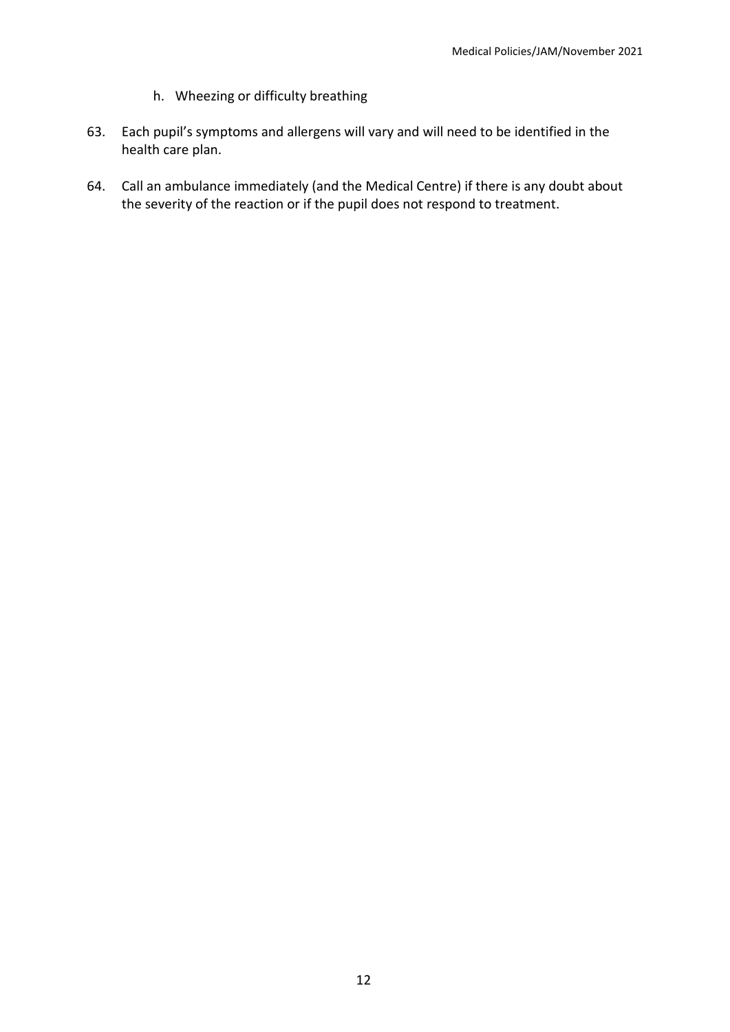h. Wheezing or difficulty breathing

63. Each pupil's symptoms and allergens will vary and will need to be identified in the health care plan.

64. Call an ambulance immediately (and the Medical Centre) if there is any doubt about the severity of the reaction or if the pupil does not respond to treatment.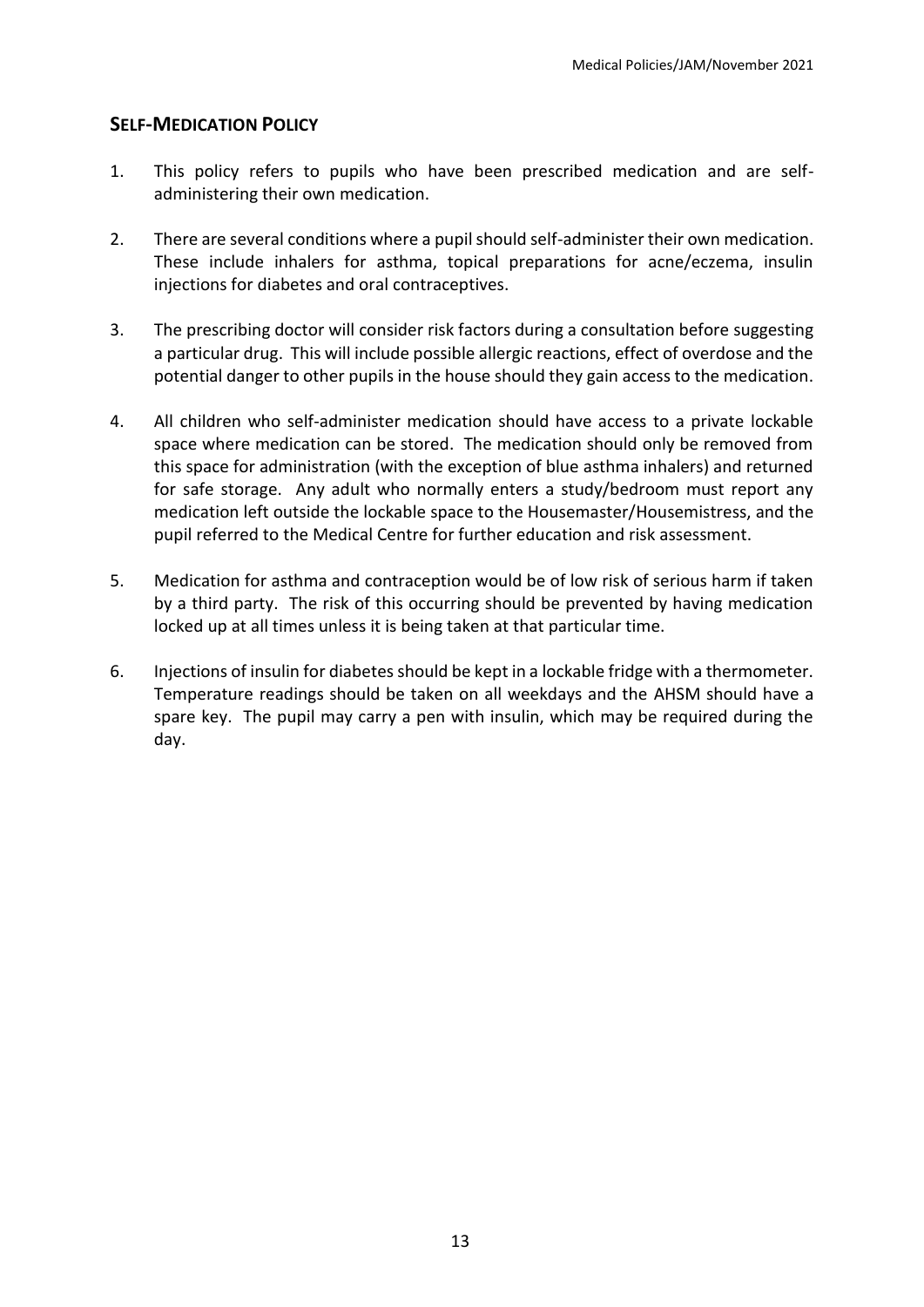## SELF-MEDICATION POLICY

1. This policy refers to pupils who have been prescribed medication and are self-administering their own medication.

2. There are several conditions where a pupil should self-administer their own medication. These include inhalers for asthma, topical preparations for acne/eczema, insulin injections for diabetes and oral contraceptives.

3. The prescribing doctor will consider risk factors during a consultation before suggesting a particular drug. This will include possible allergic reactions, effect of overdose and the potential danger to other pupils in the house should they gain access to the medication.

4. All children who self-administer medication should have access to a private lockable space where medication can be stored. The medication should only be removed from this space for administration (with the exception of blue asthma inhalers) and returned for safe storage. Any adult who normally enters a study/bedroom must report any medication left outside the lockable space to the Housemaster/Housemistress, and the pupil referred to the Medical Centre for further education and risk assessment.

5. Medication for asthma and contraception would be of low risk of serious harm if taken by a third party. The risk of this occurring should be prevented by having medication locked up at all times unless it is being taken at that particular time.

6. Injections of insulin for diabetes should be kept in a lockable fridge with a thermometer. Temperature readings should be taken on all weekdays and the AHSM should have a spare key. The pupil may carry a pen with insulin, which may be required during the day.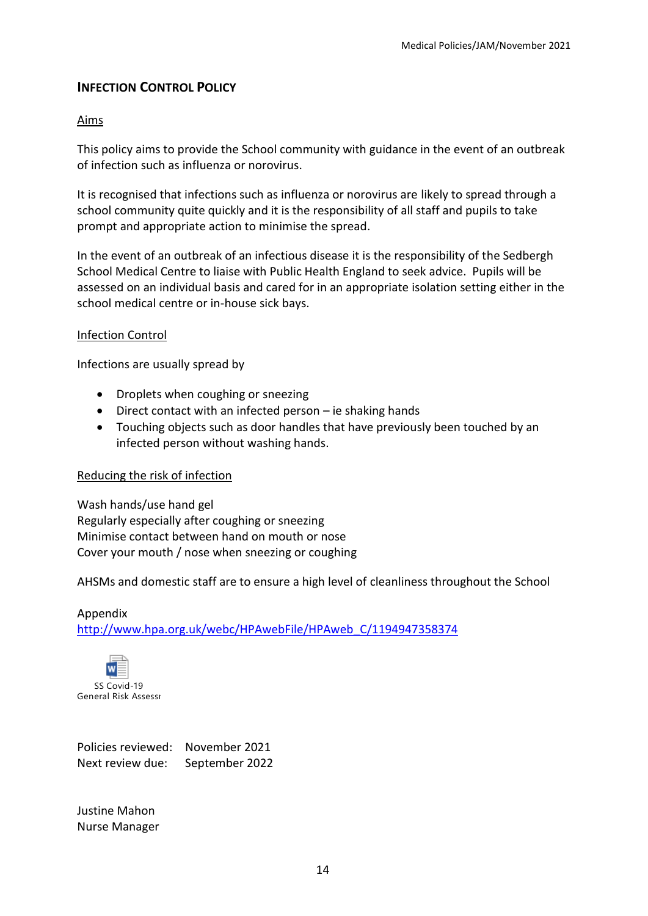## INFECTION CONTROL POLICY

Aims

This policy aims to provide the School community with guidance in the event of an outbreak of infection such as influenza or norovirus.

It is recognised that infections such as influenza or norovirus are likely to spread through a school community quite quickly and it is the responsibility of all staff and pupils to take prompt and appropriate action to minimise the spread.

In the event of an outbreak of an infectious disease it is the responsibility of the Sedbergh School Medical Centre to liaise with Public Health England to seek advice. Pupils will be assessed on an individual basis and cared for in an appropriate isolation setting either in the school medical centre or in-house sick bays.

Infection Control

Infections are usually spread by

- Droplets when coughing or sneezing
- Direct contact with an infected person – ie shaking hands
- Touching objects such as door handles that have previously been touched by an infected person without washing hands.

Reducing the risk of infection

Wash hands/use hand gel
Regularly especially after coughing or sneezing
Minimise contact between hand on mouth or nose
Cover your mouth / nose when sneezing or coughing

AHSMs and domestic staff are to ensure a high level of cleanliness throughout the School

Appendix
http://www.hpa.org.uk/webc/HPAwebFile/HPAweb_C/1194947358374

SS Covid-19 General Risk Assessı

Policies reviewed: November 2021
Next review due: September 2022

Justine Mahon
Nurse Manager